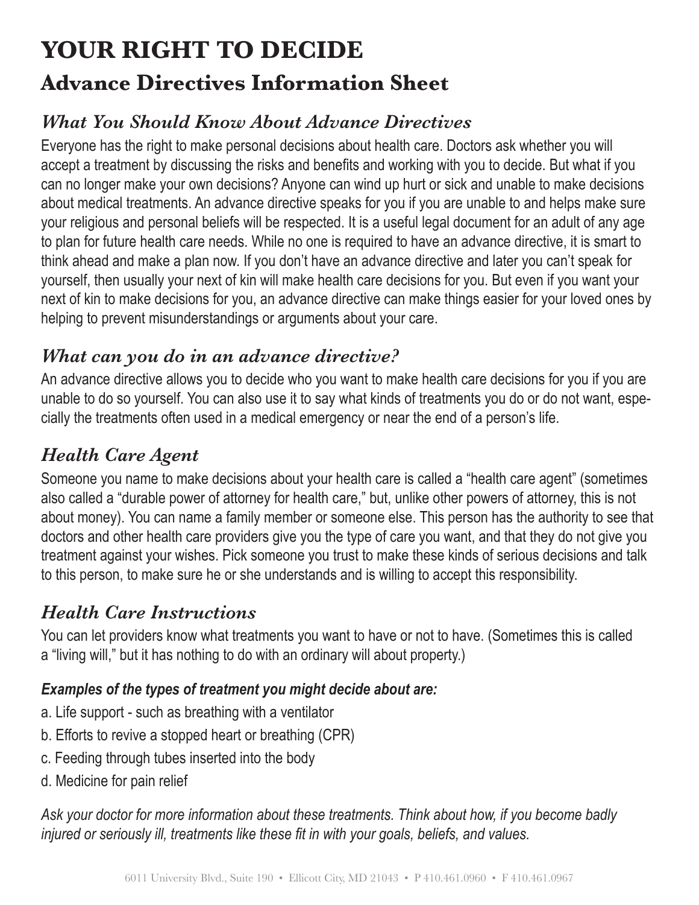# YOUR RIGHT TO DECIDE

## Advance Directives Information Sheet

### *What You Should Know About Advance Directives*

Everyone has the right to make personal decisions about health care. Doctors ask whether you will accept a treatment by discussing the risks and benefits and working with you to decide. But what if you can no longer make your own decisions? Anyone can wind up hurt or sick and unable to make decisions about medical treatments. An advance directive speaks for you if you are unable to and helps make sure your religious and personal beliefs will be respected. It is a useful legal document for an adult of any age to plan for future health care needs. While no one is required to have an advance directive, it is smart to think ahead and make a plan now. If you don't have an advance directive and later you can't speak for yourself, then usually your next of kin will make health care decisions for you. But even if you want your next of kin to make decisions for you, an advance directive can make things easier for your loved ones by helping to prevent misunderstandings or arguments about your care.

### *What can you do in an advance directive?*

An advance directive allows you to decide who you want to make health care decisions for you if you are unable to do so yourself. You can also use it to say what kinds of treatments you do or do not want, especially the treatments often used in a medical emergency or near the end of a person's life.

### *Health Care Agent*

Someone you name to make decisions about your health care is called a "health care agent" (sometimes also called a "durable power of attorney for health care," but, unlike other powers of attorney, this is not about money). You can name a family member or someone else. This person has the authority to see that doctors and other health care providers give you the type of care you want, and that they do not give you treatment against your wishes. Pick someone you trust to make these kinds of serious decisions and talk to this person, to make sure he or she understands and is willing to accept this responsibility.

### *Health Care Instructions*

You can let providers know what treatments you want to have or not to have. (Sometimes this is called a "living will," but it has nothing to do with an ordinary will about property.)

***Examples of the types of treatment you might decide about are:***

a. Life support - such as breathing with a ventilator
b. Efforts to revive a stopped heart or breathing (CPR)
c. Feeding through tubes inserted into the body
d. Medicine for pain relief

*Ask your doctor for more information about these treatments. Think about how, if you become badly injured or seriously ill, treatments like these fit in with your goals, beliefs, and values.*

6011 University Blvd., Suite 190 • Ellicott City, MD 21043 • P 410.461.0960 • F 410.461.0967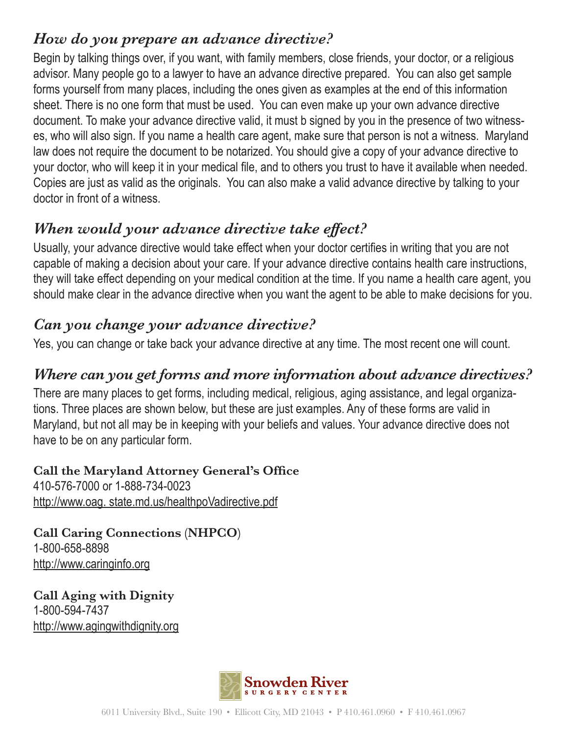## *How do you prepare an advance directive?*

Begin by talking things over, if you want, with family members, close friends, your doctor, or a religious advisor. Many people go to a lawyer to have an advance directive prepared. You can also get sample forms yourself from many places, including the ones given as examples at the end of this information sheet. There is no one form that must be used. You can even make up your own advance directive document. To make your advance directive valid, it must b signed by you in the presence of two witnesses, who will also sign. If you name a health care agent, make sure that person is not a witness. Maryland law does not require the document to be notarized. You should give a copy of your advance directive to your doctor, who will keep it in your medical file, and to others you trust to have it available when needed. Copies are just as valid as the originals. You can also make a valid advance directive by talking to your doctor in front of a witness.

## *When would your advance directive take effect?*

Usually, your advance directive would take effect when your doctor certifies in writing that you are not capable of making a decision about your care. If your advance directive contains health care instructions, they will take effect depending on your medical condition at the time. If you name a health care agent, you should make clear in the advance directive when you want the agent to be able to make decisions for you.

## *Can you change your advance directive?*

Yes, you can change or take back your advance directive at any time. The most recent one will count.

## *Where can you get forms and more information about advance directives?*

There are many places to get forms, including medical, religious, aging assistance, and legal organizations. Three places are shown below, but these are just examples. Any of these forms are valid in Maryland, but not all may be in keeping with your beliefs and values. Your advance directive does not have to be on any particular form.

**Call the Maryland Attorney General's Office**
410-576-7000 or 1-888-734-0023
http://www.oag. state.md.us/healthpoVadirective.pdf

**Call Caring Connections (NHPCO)**
1-800-658-8898
http://www.caringinfo.org

**Call Aging with Dignity**
1-800-594-7437
http://www.agingwithdignity.org

**Snowden River SURGERY CENTER**

6011 University Blvd., Suite 190 • Ellicott City, MD 21043 • P 410.461.0960 • F 410.461.0967